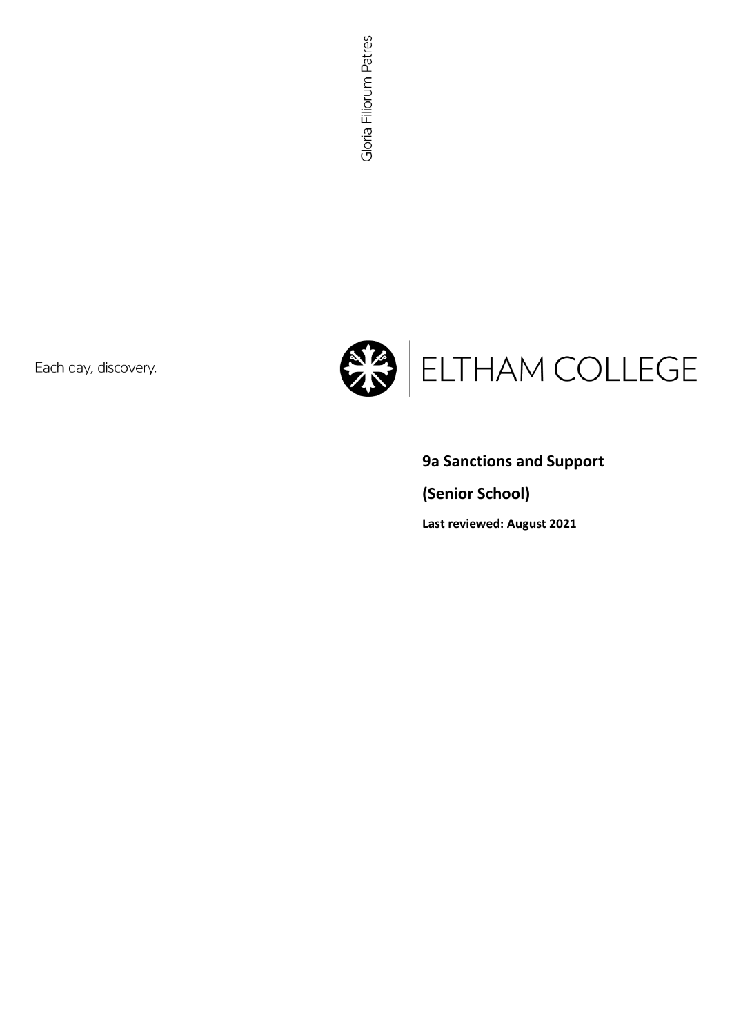Gloria Filiorum Patres

Each day, discovery.

ELTHAM COLLEGE

# 9a Sanctions and Support

# (Senior School)

**Last reviewed: August 2021**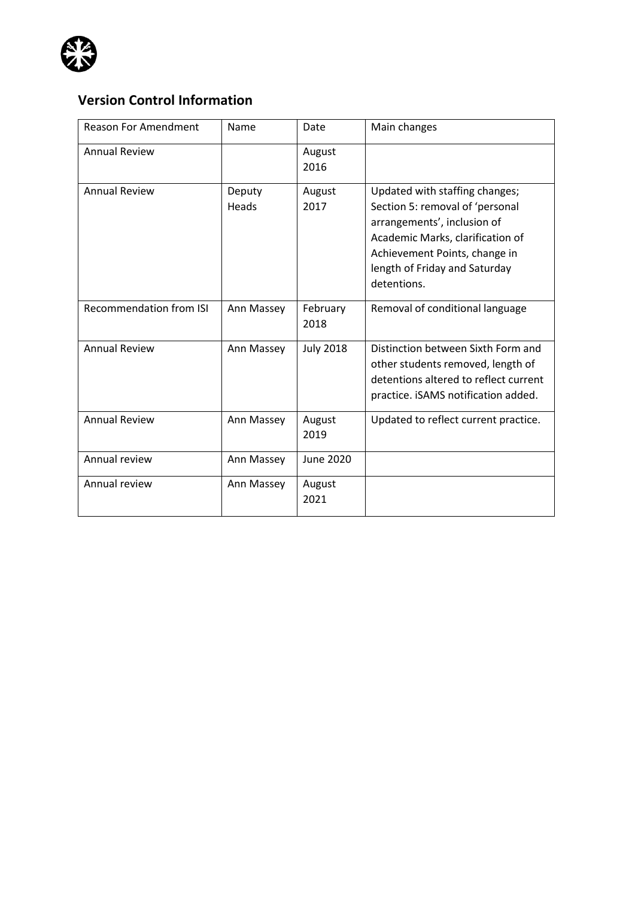## Version Control Information

| Reason For Amendment | Name | Date | Main changes |
|---|---|---|---|
| Annual Review | | August 2016 | |
| Annual Review | Deputy Heads | August 2017 | Updated with staffing changes; Section 5: removal of 'personal arrangements', inclusion of Academic Marks, clarification of Achievement Points, change in length of Friday and Saturday detentions. |
| Recommendation from ISI | Ann Massey | February 2018 | Removal of conditional language |
| Annual Review | Ann Massey | July 2018 | Distinction between Sixth Form and other students removed, length of detentions altered to reflect current practice. iSAMS notification added. |
| Annual Review | Ann Massey | August 2019 | Updated to reflect current practice. |
| Annual review | Ann Massey | June 2020 | |
| Annual review | Ann Massey | August 2021 | |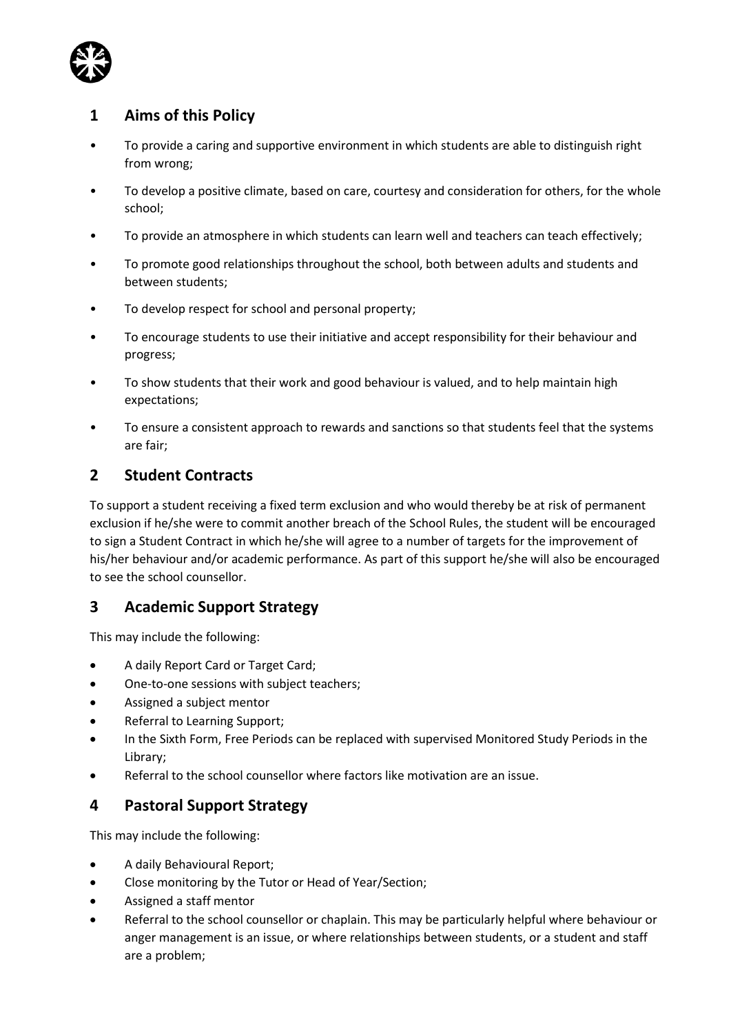## 1 Aims of this Policy

- To provide a caring and supportive environment in which students are able to distinguish right from wrong;
- To develop a positive climate, based on care, courtesy and consideration for others, for the whole school;
- To provide an atmosphere in which students can learn well and teachers can teach effectively;
- To promote good relationships throughout the school, both between adults and students and between students;
- To develop respect for school and personal property;
- To encourage students to use their initiative and accept responsibility for their behaviour and progress;
- To show students that their work and good behaviour is valued, and to help maintain high expectations;
- To ensure a consistent approach to rewards and sanctions so that students feel that the systems are fair;

## 2 Student Contracts

To support a student receiving a fixed term exclusion and who would thereby be at risk of permanent exclusion if he/she were to commit another breach of the School Rules, the student will be encouraged to sign a Student Contract in which he/she will agree to a number of targets for the improvement of his/her behaviour and/or academic performance. As part of this support he/she will also be encouraged to see the school counsellor.

## 3 Academic Support Strategy

This may include the following:

- A daily Report Card or Target Card;
- One-to-one sessions with subject teachers;
- Assigned a subject mentor
- Referral to Learning Support;
- In the Sixth Form, Free Periods can be replaced with supervised Monitored Study Periods in the Library;
- Referral to the school counsellor where factors like motivation are an issue.

## 4 Pastoral Support Strategy

This may include the following:

- A daily Behavioural Report;
- Close monitoring by the Tutor or Head of Year/Section;
- Assigned a staff mentor
- Referral to the school counsellor or chaplain. This may be particularly helpful where behaviour or anger management is an issue, or where relationships between students, or a student and staff are a problem;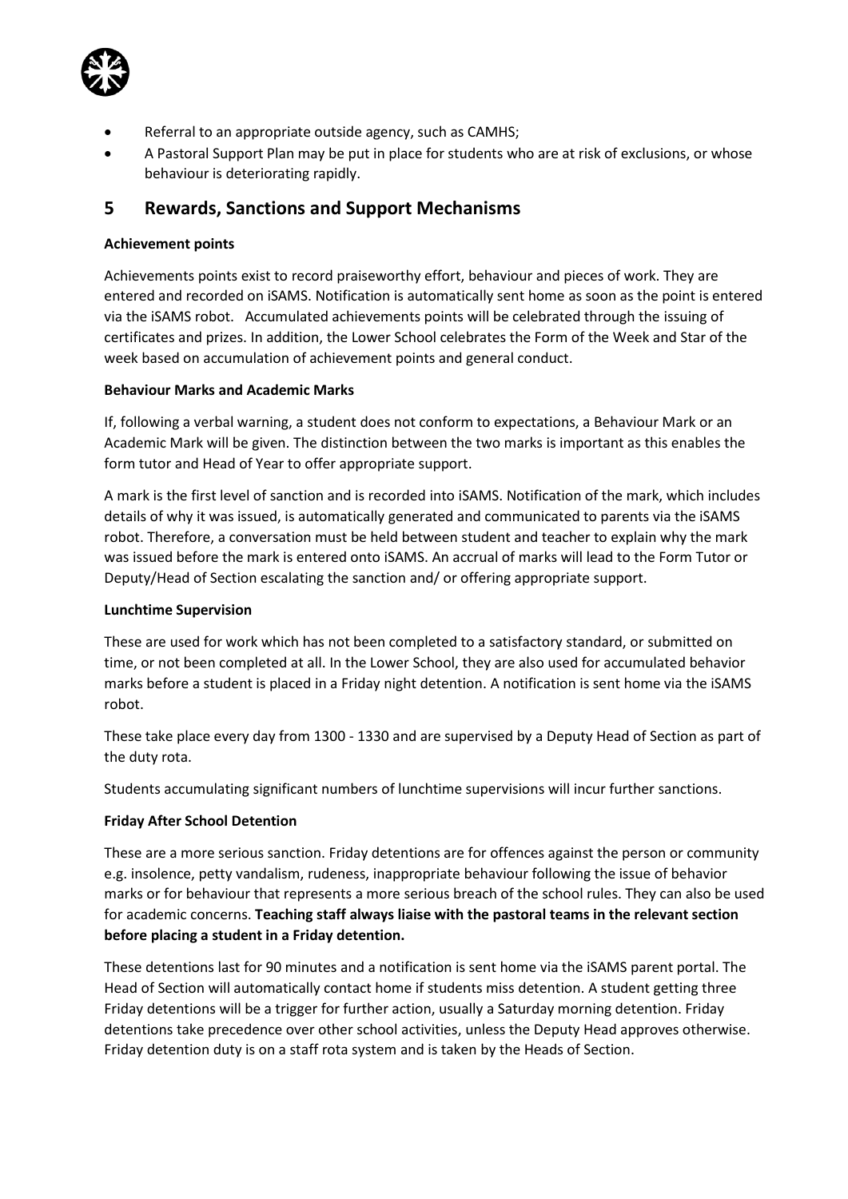- Referral to an appropriate outside agency, such as CAMHS;
- A Pastoral Support Plan may be put in place for students who are at risk of exclusions, or whose behaviour is deteriorating rapidly.

## 5 Rewards, Sanctions and Support Mechanisms

**Achievement points**

Achievements points exist to record praiseworthy effort, behaviour and pieces of work. They are entered and recorded on iSAMS. Notification is automatically sent home as soon as the point is entered via the iSAMS robot. Accumulated achievements points will be celebrated through the issuing of certificates and prizes. In addition, the Lower School celebrates the Form of the Week and Star of the week based on accumulation of achievement points and general conduct.

**Behaviour Marks and Academic Marks**

If, following a verbal warning, a student does not conform to expectations, a Behaviour Mark or an Academic Mark will be given. The distinction between the two marks is important as this enables the form tutor and Head of Year to offer appropriate support.

A mark is the first level of sanction and is recorded into iSAMS. Notification of the mark, which includes details of why it was issued, is automatically generated and communicated to parents via the iSAMS robot. Therefore, a conversation must be held between student and teacher to explain why the mark was issued before the mark is entered onto iSAMS. An accrual of marks will lead to the Form Tutor or Deputy/Head of Section escalating the sanction and/ or offering appropriate support.

**Lunchtime Supervision**

These are used for work which has not been completed to a satisfactory standard, or submitted on time, or not been completed at all. In the Lower School, they are also used for accumulated behavior marks before a student is placed in a Friday night detention. A notification is sent home via the iSAMS robot.

These take place every day from 1300 - 1330 and are supervised by a Deputy Head of Section as part of the duty rota.

Students accumulating significant numbers of lunchtime supervisions will incur further sanctions.

**Friday After School Detention**

These are a more serious sanction. Friday detentions are for offences against the person or community e.g. insolence, petty vandalism, rudeness, inappropriate behaviour following the issue of behavior marks or for behaviour that represents a more serious breach of the school rules. They can also be used for academic concerns. **Teaching staff always liaise with the pastoral teams in the relevant section before placing a student in a Friday detention.**

These detentions last for 90 minutes and a notification is sent home via the iSAMS parent portal. The Head of Section will automatically contact home if students miss detention. A student getting three Friday detentions will be a trigger for further action, usually a Saturday morning detention. Friday detentions take precedence over other school activities, unless the Deputy Head approves otherwise. Friday detention duty is on a staff rota system and is taken by the Heads of Section.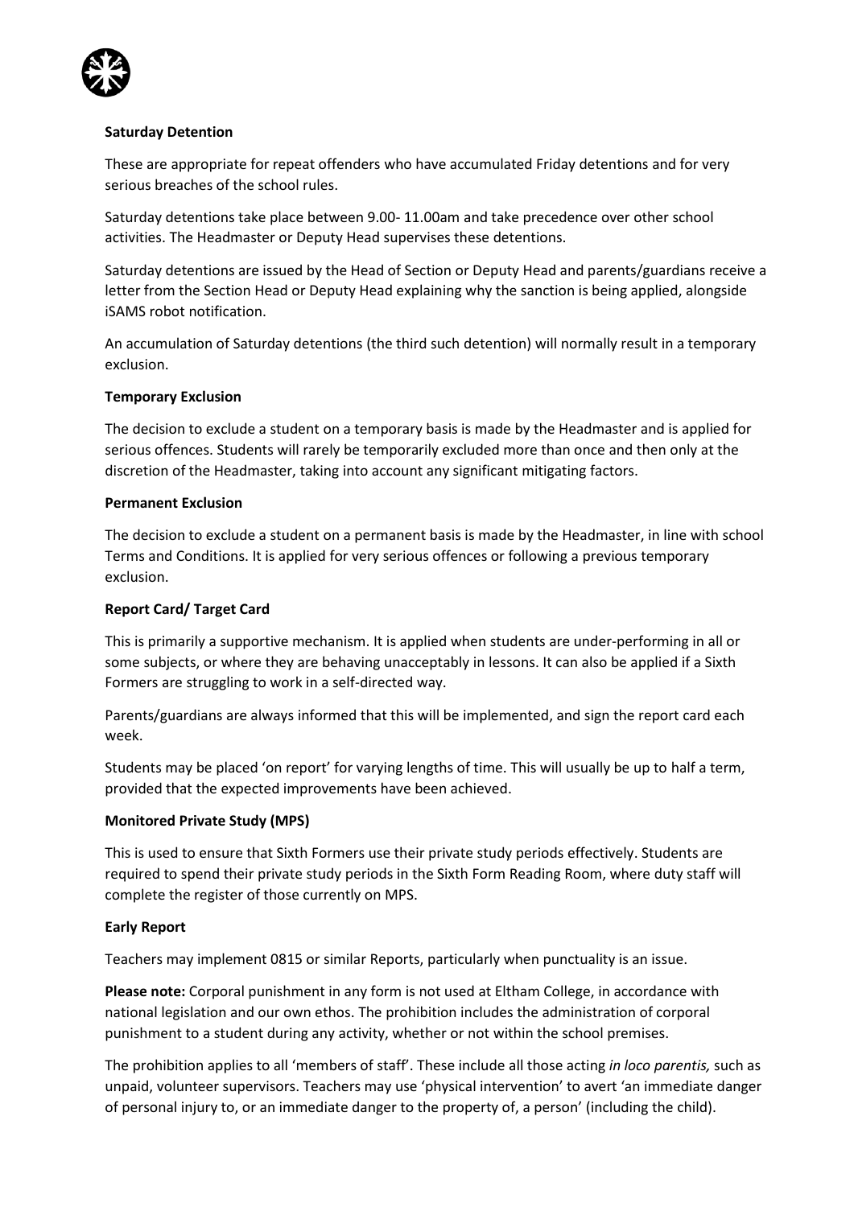**Saturday Detention**

These are appropriate for repeat offenders who have accumulated Friday detentions and for very serious breaches of the school rules.

Saturday detentions take place between 9.00- 11.00am and take precedence over other school activities. The Headmaster or Deputy Head supervises these detentions.

Saturday detentions are issued by the Head of Section or Deputy Head and parents/guardians receive a letter from the Section Head or Deputy Head explaining why the sanction is being applied, alongside iSAMS robot notification.

An accumulation of Saturday detentions (the third such detention) will normally result in a temporary exclusion.

**Temporary Exclusion**

The decision to exclude a student on a temporary basis is made by the Headmaster and is applied for serious offences. Students will rarely be temporarily excluded more than once and then only at the discretion of the Headmaster, taking into account any significant mitigating factors.

**Permanent Exclusion**

The decision to exclude a student on a permanent basis is made by the Headmaster, in line with school Terms and Conditions. It is applied for very serious offences or following a previous temporary exclusion.

**Report Card/ Target Card**

This is primarily a supportive mechanism. It is applied when students are under-performing in all or some subjects, or where they are behaving unacceptably in lessons. It can also be applied if a Sixth Formers are struggling to work in a self-directed way.

Parents/guardians are always informed that this will be implemented, and sign the report card each week.

Students may be placed 'on report' for varying lengths of time. This will usually be up to half a term, provided that the expected improvements have been achieved.

**Monitored Private Study (MPS)**

This is used to ensure that Sixth Formers use their private study periods effectively. Students are required to spend their private study periods in the Sixth Form Reading Room, where duty staff will complete the register of those currently on MPS.

**Early Report**

Teachers may implement 0815 or similar Reports, particularly when punctuality is an issue.

**Please note:** Corporal punishment in any form is not used at Eltham College, in accordance with national legislation and our own ethos. The prohibition includes the administration of corporal punishment to a student during any activity, whether or not within the school premises.

The prohibition applies to all 'members of staff'. These include all those acting *in loco parentis,* such as unpaid, volunteer supervisors. Teachers may use 'physical intervention' to avert 'an immediate danger of personal injury to, or an immediate danger to the property of, a person' (including the child).